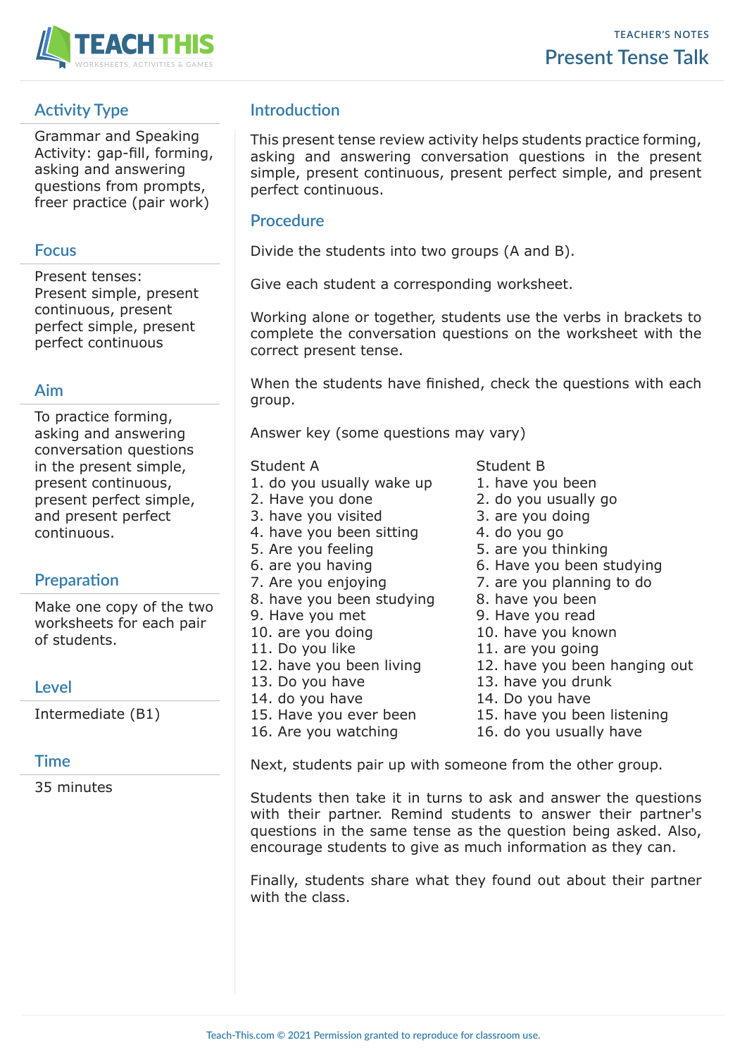TEACHER'S NOTES

# Present Tense Talk

## Activity Type

Grammar and Speaking Activity: gap-fill, forming, asking and answering questions from prompts, freer practice (pair work)

## Focus

Present tenses: Present simple, present continuous, present perfect simple, present perfect continuous

## Aim

To practice forming, asking and answering conversation questions in the present simple, present continuous, present perfect simple, and present perfect continuous.

## Preparation

Make one copy of the two worksheets for each pair of students.

## Level

Intermediate (B1)

## Time

35 minutes

## Introduction

This present tense review activity helps students practice forming, asking and answering conversation questions in the present simple, present continuous, present perfect simple, and present perfect continuous.

## Procedure

Divide the students into two groups (A and B).

Give each student a corresponding worksheet.

Working alone or together, students use the verbs in brackets to complete the conversation questions on the worksheet with the correct present tense.

When the students have finished, check the questions with each group.

Answer key (some questions may vary)

Student A
1. do you usually wake up
2. Have you done
3. have you visited
4. have you been sitting
5. Are you feeling
6. are you having
7. Are you enjoying
8. have you been studying
9. Have you met
10. are you doing
11. Do you like
12. have you been living
13. Do you have
14. do you have
15. Have you ever been
16. Are you watching

Student B
1. have you been
2. do you usually go
3. are you doing
4. do you go
5. are you thinking
6. Have you been studying
7. are you planning to do
8. have you been
9. Have you read
10. have you known
11. are you going
12. have you been hanging out
13. have you drunk
14. Do you have
15. have you been listening
16. do you usually have

Next, students pair up with someone from the other group.

Students then take it in turns to ask and answer the questions with their partner. Remind students to answer their partner's questions in the same tense as the question being asked. Also, encourage students to give as much information as they can.

Finally, students share what they found out about their partner with the class.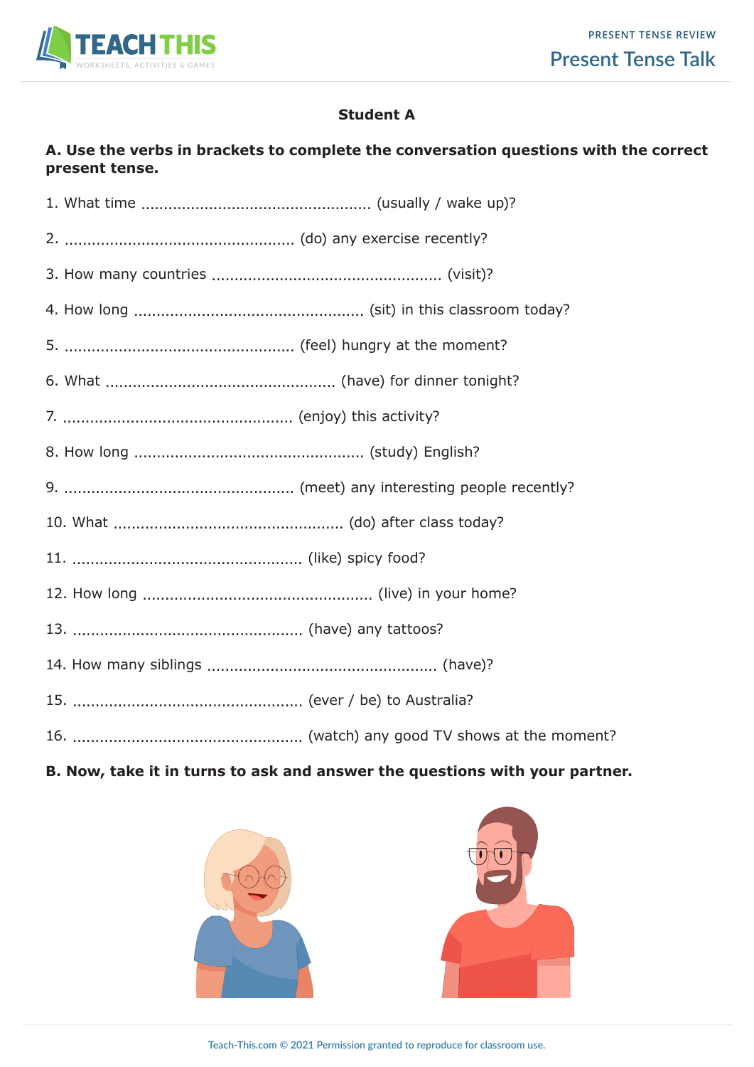## Student A

**A. Use the verbs in brackets to complete the conversation questions with the correct present tense.**

1. What time .................................................. (usually / wake up)?
2. .................................................. (do) any exercise recently?
3. How many countries .................................................. (visit)?
4. How long .................................................. (sit) in this classroom today?
5. .................................................. (feel) hungry at the moment?
6. What .................................................. (have) for dinner tonight?
7. .................................................. (enjoy) this activity?
8. How long .................................................. (study) English?
9. .................................................. (meet) any interesting people recently?
10. What .................................................. (do) after class today?
11. .................................................. (like) spicy food?
12. How long .................................................. (live) in your home?
13. .................................................. (have) any tattoos?
14. How many siblings .................................................. (have)?
15. .................................................. (ever / be) to Australia?
16. .................................................. (watch) any good TV shows at the moment?

**B. Now, take it in turns to ask and answer the questions with your partner.**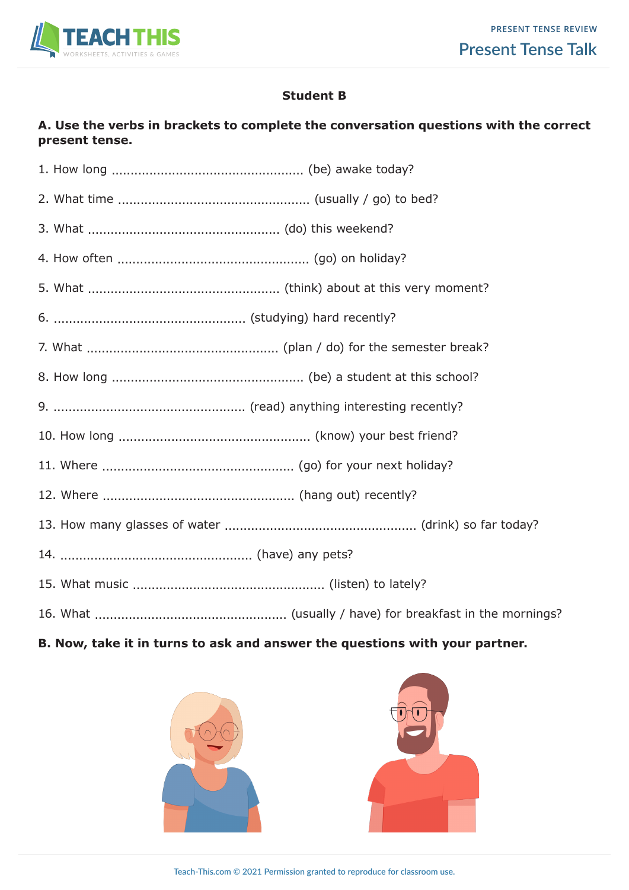**Student B**

**A. Use the verbs in brackets to complete the conversation questions with the correct present tense.**

1. How long .................................................. (be) awake today?

2. What time .................................................. (usually / go) to bed?

3. What .................................................. (do) this weekend?

4. How often .................................................. (go) on holiday?

5. What .................................................. (think) about at this very moment?

6. .................................................. (studying) hard recently?

7. What .................................................. (plan / do) for the semester break?

8. How long .................................................. (be) a student at this school?

9. .................................................. (read) anything interesting recently?

10. How long .................................................. (know) your best friend?

11. Where .................................................. (go) for your next holiday?

12. Where .................................................. (hang out) recently?

13. How many glasses of water .................................................. (drink) so far today?

14. .................................................. (have) any pets?

15. What music .................................................. (listen) to lately?

16. What .................................................. (usually / have) for breakfast in the mornings?

**B. Now, take it in turns to ask and answer the questions with your partner.**